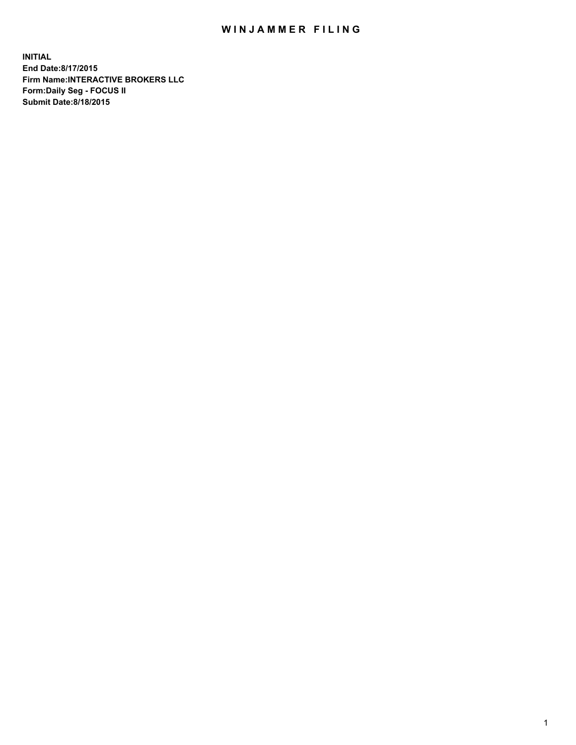# WINJAMMER FILING

**INITIAL**
**End Date:8/17/2015**
**Firm Name:INTERACTIVE BROKERS LLC**
**Form:Daily Seg - FOCUS II**
**Submit Date:8/18/2015**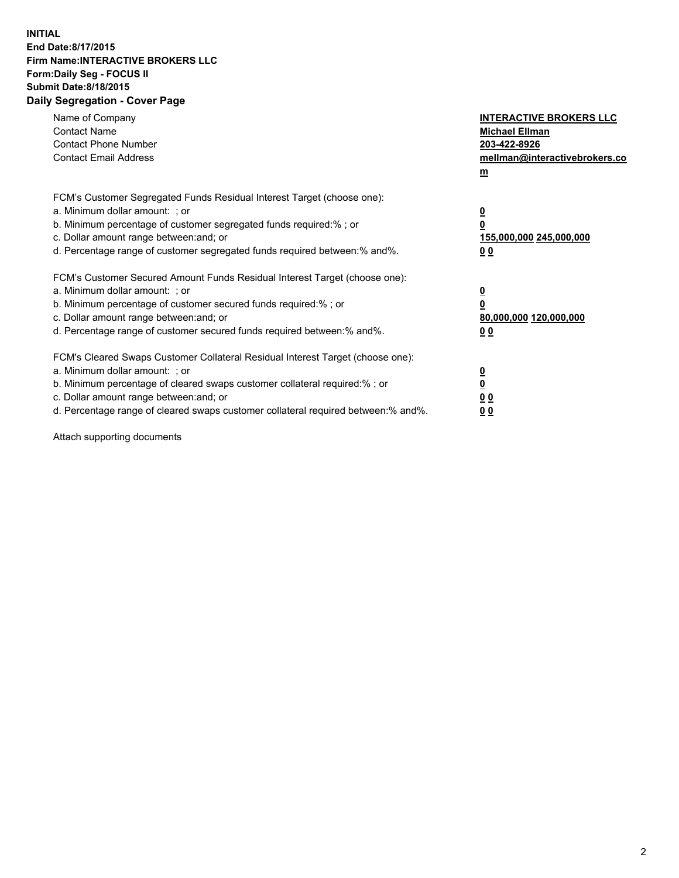**INITIAL**
**End Date:8/17/2015**
**Firm Name:INTERACTIVE BROKERS LLC**
**Form:Daily Seg - FOCUS II**
**Submit Date:8/18/2015**
**Daily Segregation - Cover Page**

| | |
|---|---|
| Name of Company | **INTERACTIVE BROKERS LLC** |
| Contact Name | **Michael Ellman** |
| Contact Phone Number | **203-422-8926** |
| Contact Email Address | **mellman@interactivebrokers.com** |

FCM's Customer Segregated Funds Residual Interest Target (choose one):

| | |
|---|---|
| a. Minimum dollar amount: ; or | **0** |
| b. Minimum percentage of customer segregated funds required:% ; or | **0** |
| c. Dollar amount range between:and; or | **155,000,000 245,000,000** |
| d. Percentage range of customer segregated funds required between:% and%. | **0 0** |

FCM's Customer Secured Amount Funds Residual Interest Target (choose one):

| | |
|---|---|
| a. Minimum dollar amount: ; or | **0** |
| b. Minimum percentage of customer secured funds required:% ; or | **0** |
| c. Dollar amount range between:and; or | **80,000,000 120,000,000** |
| d. Percentage range of customer secured funds required between:% and%. | **0 0** |

FCM's Cleared Swaps Customer Collateral Residual Interest Target (choose one):

| | |
|---|---|
| a. Minimum dollar amount: ; or | **0** |
| b. Minimum percentage of cleared swaps customer collateral required:% ; or | **0** |
| c. Dollar amount range between:and; or | **0 0** |
| d. Percentage range of cleared swaps customer collateral required between:% and%. | **0 0** |

Attach supporting documents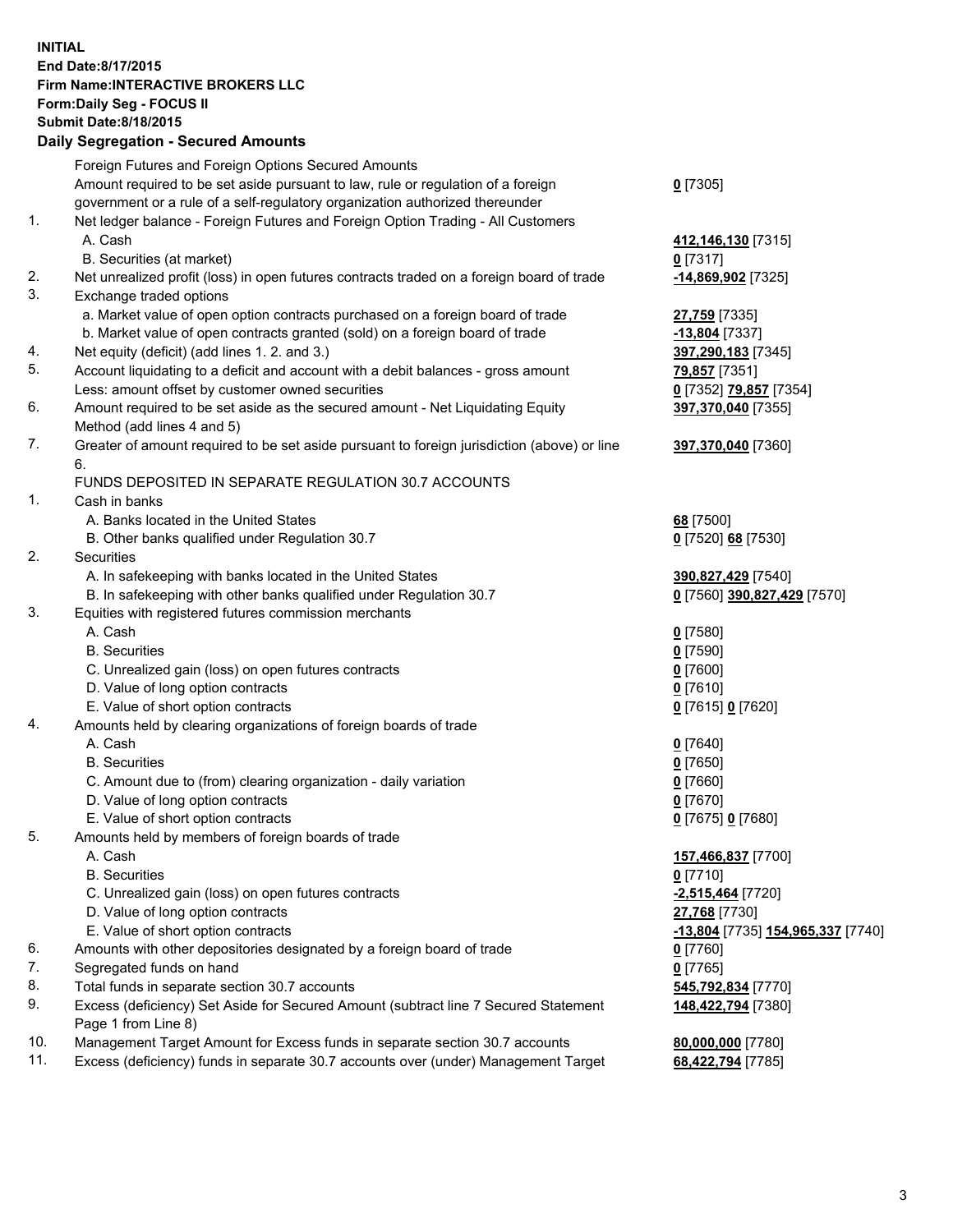**INITIAL**
**End Date:8/17/2015**
**Firm Name:INTERACTIVE BROKERS LLC**
**Form:Daily Seg - FOCUS II**
**Submit Date:8/18/2015**

## Daily Segregation - Secured Amounts

| | | |
|---|---|---|
| | Foreign Futures and Foreign Options Secured Amounts | |
| | Amount required to be set aside pursuant to law, rule or regulation of a foreign government or a rule of a self-regulatory organization authorized thereunder | **0** [7305] |
| 1. | Net ledger balance - Foreign Futures and Foreign Option Trading - All Customers | |
| | A. Cash | **412,146,130** [7315] |
| | B. Securities (at market) | **0** [7317] |
| 2. | Net unrealized profit (loss) in open futures contracts traded on a foreign board of trade | **-14,869,902** [7325] |
| 3. | Exchange traded options | |
| | a. Market value of open option contracts purchased on a foreign board of trade | **27,759** [7335] |
| | b. Market value of open contracts granted (sold) on a foreign board of trade | **-13,804** [7337] |
| 4. | Net equity (deficit) (add lines 1. 2. and 3.) | **397,290,183** [7345] |
| 5. | Account liquidating to a deficit and account with a debit balances - gross amount | **79,857** [7351] |
| | Less: amount offset by customer owned securities | **0** [7352] **79,857** [7354] |
| 6. | Amount required to be set aside as the secured amount - Net Liquidating Equity Method (add lines 4 and 5) | **397,370,040** [7355] |
| 7. | Greater of amount required to be set aside pursuant to foreign jurisdiction (above) or line 6. | **397,370,040** [7360] |
| | FUNDS DEPOSITED IN SEPARATE REGULATION 30.7 ACCOUNTS | |
| 1. | Cash in banks | |
| | A. Banks located in the United States | **68** [7500] |
| | B. Other banks qualified under Regulation 30.7 | **0** [7520] **68** [7530] |
| 2. | Securities | |
| | A. In safekeeping with banks located in the United States | **390,827,429** [7540] |
| | B. In safekeeping with other banks qualified under Regulation 30.7 | **0** [7560] **390,827,429** [7570] |
| 3. | Equities with registered futures commission merchants | |
| | A. Cash | **0** [7580] |
| | B. Securities | **0** [7590] |
| | C. Unrealized gain (loss) on open futures contracts | **0** [7600] |
| | D. Value of long option contracts | **0** [7610] |
| | E. Value of short option contracts | **0** [7615] **0** [7620] |
| 4. | Amounts held by clearing organizations of foreign boards of trade | |
| | A. Cash | **0** [7640] |
| | B. Securities | **0** [7650] |
| | C. Amount due to (from) clearing organization - daily variation | **0** [7660] |
| | D. Value of long option contracts | **0** [7670] |
| | E. Value of short option contracts | **0** [7675] **0** [7680] |
| 5. | Amounts held by members of foreign boards of trade | |
| | A. Cash | **157,466,837** [7700] |
| | B. Securities | **0** [7710] |
| | C. Unrealized gain (loss) on open futures contracts | **-2,515,464** [7720] |
| | D. Value of long option contracts | **27,768** [7730] |
| | E. Value of short option contracts | **-13,804** [7735] **154,965,337** [7740] |
| 6. | Amounts with other depositories designated by a foreign board of trade | **0** [7760] |
| 7. | Segregated funds on hand | **0** [7765] |
| 8. | Total funds in separate section 30.7 accounts | **545,792,834** [7770] |
| 9. | Excess (deficiency) Set Aside for Secured Amount (subtract line 7 Secured Statement Page 1 from Line 8) | **148,422,794** [7380] |
| 10. | Management Target Amount for Excess funds in separate section 30.7 accounts | **80,000,000** [7780] |
| 11. | Excess (deficiency) funds in separate 30.7 accounts over (under) Management Target | **68,422,794** [7785] |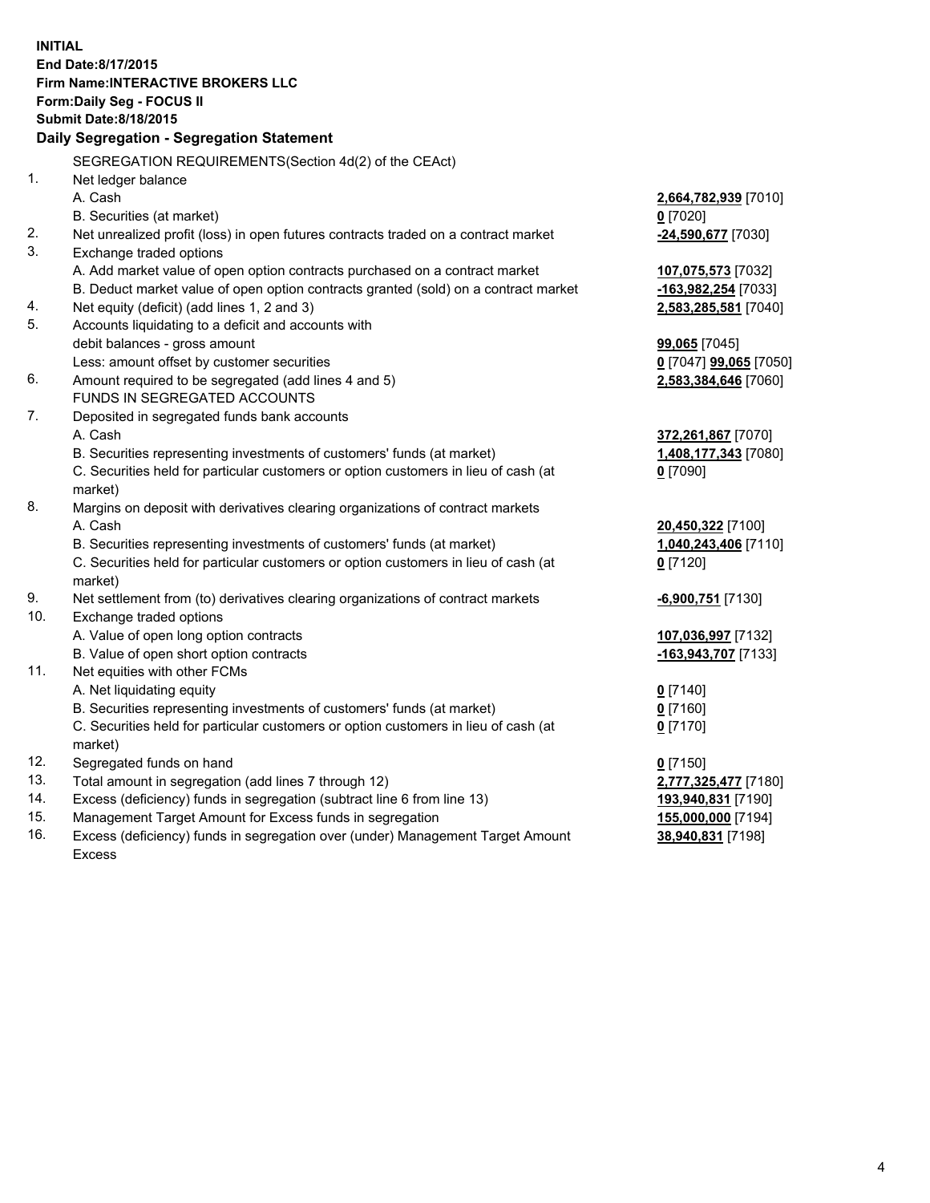**INITIAL**
**End Date:8/17/2015**
**Firm Name:INTERACTIVE BROKERS LLC**
**Form:Daily Seg - FOCUS II**
**Submit Date:8/18/2015**

**Daily Segregation - Segregation Statement**

SEGREGATION REQUIREMENTS(Section 4d(2) of the CEAct)

| | | |
|---|---|---|
| 1. | Net ledger balance | |
| | A. Cash | **2,664,782,939** [7010] |
| | B. Securities (at market) | **0** [7020] |
| 2. | Net unrealized profit (loss) in open futures contracts traded on a contract market | **-24,590,677** [7030] |
| 3. | Exchange traded options | |
| | A. Add market value of open option contracts purchased on a contract market | **107,075,573** [7032] |
| | B. Deduct market value of open option contracts granted (sold) on a contract market | **-163,982,254** [7033] |
| 4. | Net equity (deficit) (add lines 1, 2 and 3) | **2,583,285,581** [7040] |
| 5. | Accounts liquidating to a deficit and accounts with | |
| | debit balances - gross amount | **99,065** [7045] |
| | Less: amount offset by customer securities | **0** [7047] **99,065** [7050] |
| 6. | Amount required to be segregated (add lines 4 and 5) | **2,583,384,646** [7060] |
| | FUNDS IN SEGREGATED ACCOUNTS | |
| 7. | Deposited in segregated funds bank accounts | |
| | A. Cash | **372,261,867** [7070] |
| | B. Securities representing investments of customers' funds (at market) | **1,408,177,343** [7080] |
| | C. Securities held for particular customers or option customers in lieu of cash (at market) | **0** [7090] |
| 8. | Margins on deposit with derivatives clearing organizations of contract markets | |
| | A. Cash | **20,450,322** [7100] |
| | B. Securities representing investments of customers' funds (at market) | **1,040,243,406** [7110] |
| | C. Securities held for particular customers or option customers in lieu of cash (at market) | **0** [7120] |
| 9. | Net settlement from (to) derivatives clearing organizations of contract markets | **-6,900,751** [7130] |
| 10. | Exchange traded options | |
| | A. Value of open long option contracts | **107,036,997** [7132] |
| | B. Value of open short option contracts | **-163,943,707** [7133] |
| 11. | Net equities with other FCMs | |
| | A. Net liquidating equity | **0** [7140] |
| | B. Securities representing investments of customers' funds (at market) | **0** [7160] |
| | C. Securities held for particular customers or option customers in lieu of cash (at market) | **0** [7170] |
| 12. | Segregated funds on hand | **0** [7150] |
| 13. | Total amount in segregation (add lines 7 through 12) | **2,777,325,477** [7180] |
| 14. | Excess (deficiency) funds in segregation (subtract line 6 from line 13) | **193,940,831** [7190] |
| 15. | Management Target Amount for Excess funds in segregation | **155,000,000** [7194] |
| 16. | Excess (deficiency) funds in segregation over (under) Management Target Amount Excess | **38,940,831** [7198] |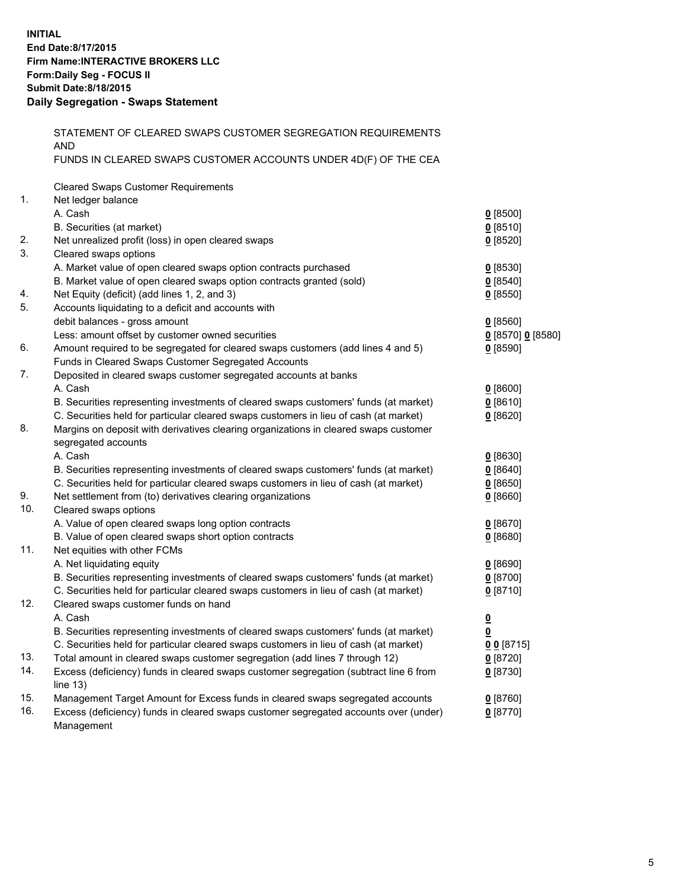**INITIAL**
**End Date:8/17/2015**
**Firm Name:INTERACTIVE BROKERS LLC**
**Form:Daily Seg - FOCUS II**
**Submit Date:8/18/2015**
**Daily Segregation - Swaps Statement**

STATEMENT OF CLEARED SWAPS CUSTOMER SEGREGATION REQUIREMENTS AND FUNDS IN CLEARED SWAPS CUSTOMER ACCOUNTS UNDER 4D(F) OF THE CEA

| | | |
|---|---|---|
| | Cleared Swaps Customer Requirements | |
| 1. | Net ledger balance | |
| | A. Cash | 0 [8500] |
| | B. Securities (at market) | 0 [8510] |
| 2. | Net unrealized profit (loss) in open cleared swaps | 0 [8520] |
| 3. | Cleared swaps options | |
| | A. Market value of open cleared swaps option contracts purchased | 0 [8530] |
| | B. Market value of open cleared swaps option contracts granted (sold) | 0 [8540] |
| 4. | Net Equity (deficit) (add lines 1, 2, and 3) | 0 [8550] |
| 5. | Accounts liquidating to a deficit and accounts with debit balances - gross amount | 0 [8560] |
| | Less: amount offset by customer owned securities | 0 [8570] 0 [8580] |
| 6. | Amount required to be segregated for cleared swaps customers (add lines 4 and 5) | 0 [8590] |
| | Funds in Cleared Swaps Customer Segregated Accounts | |
| 7. | Deposited in cleared swaps customer segregated accounts at banks | |
| | A. Cash | 0 [8600] |
| | B. Securities representing investments of cleared swaps customers' funds (at market) | 0 [8610] |
| | C. Securities held for particular cleared swaps customers in lieu of cash (at market) | 0 [8620] |
| 8. | Margins on deposit with derivatives clearing organizations in cleared swaps customer segregated accounts | |
| | A. Cash | 0 [8630] |
| | B. Securities representing investments of cleared swaps customers' funds (at market) | 0 [8640] |
| | C. Securities held for particular cleared swaps customers in lieu of cash (at market) | 0 [8650] |
| 9. | Net settlement from (to) derivatives clearing organizations | 0 [8660] |
| 10. | Cleared swaps options | |
| | A. Value of open cleared swaps long option contracts | 0 [8670] |
| | B. Value of open cleared swaps short option contracts | 0 [8680] |
| 11. | Net equities with other FCMs | |
| | A. Net liquidating equity | 0 [8690] |
| | B. Securities representing investments of cleared swaps customers' funds (at market) | 0 [8700] |
| | C. Securities held for particular cleared swaps customers in lieu of cash (at market) | 0 [8710] |
| 12. | Cleared swaps customer funds on hand | |
| | A. Cash | 0 |
| | B. Securities representing investments of cleared swaps customers' funds (at market) | 0 |
| | C. Securities held for particular cleared swaps customers in lieu of cash (at market) | 0 0 [8715] |
| 13. | Total amount in cleared swaps customer segregation (add lines 7 through 12) | 0 [8720] |
| 14. | Excess (deficiency) funds in cleared swaps customer segregation (subtract line 6 from line 13) | 0 [8730] |
| 15. | Management Target Amount for Excess funds in cleared swaps segregated accounts | 0 [8760] |
| 16. | Excess (deficiency) funds in cleared swaps customer segregated accounts over (under) Management | 0 [8770] |